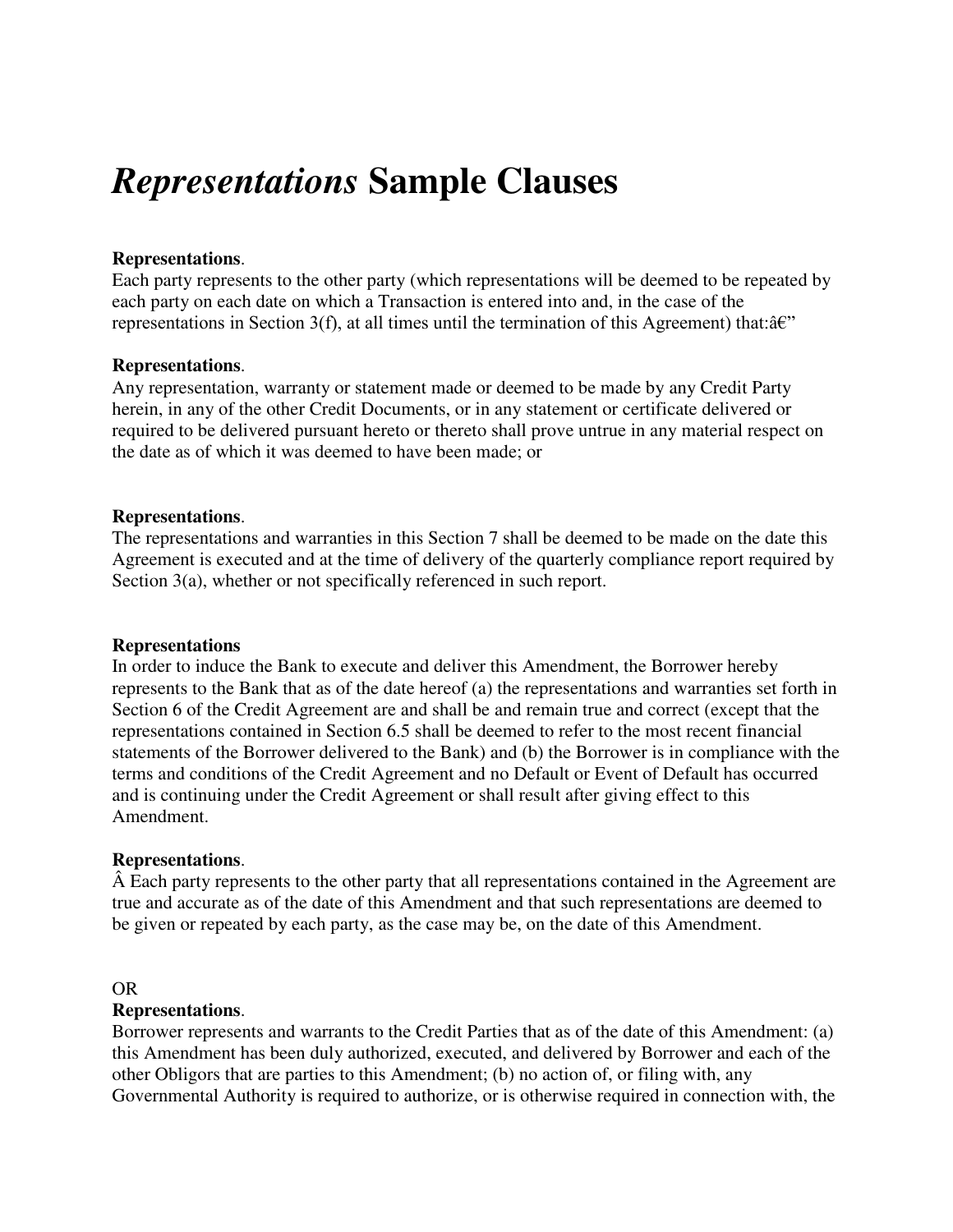# *Representations* Sample Clauses

**Representations**.
Each party represents to the other party (which representations will be deemed to be repeated by each party on each date on which a Transaction is entered into and, in the case of the representations in Section 3(f), at all times until the termination of this Agreement) that:â€"

**Representations**.
Any representation, warranty or statement made or deemed to be made by any Credit Party herein, in any of the other Credit Documents, or in any statement or certificate delivered or required to be delivered pursuant hereto or thereto shall prove untrue in any material respect on the date as of which it was deemed to have been made; or

**Representations**.
The representations and warranties in this Section 7 shall be deemed to be made on the date this Agreement is executed and at the time of delivery of the quarterly compliance report required by Section 3(a), whether or not specifically referenced in such report.

**Representations**
In order to induce the Bank to execute and deliver this Amendment, the Borrower hereby represents to the Bank that as of the date hereof (a) the representations and warranties set forth in Section 6 of the Credit Agreement are and shall be and remain true and correct (except that the representations contained in Section 6.5 shall be deemed to refer to the most recent financial statements of the Borrower delivered to the Bank) and (b) the Borrower is in compliance with the terms and conditions of the Credit Agreement and no Default or Event of Default has occurred and is continuing under the Credit Agreement or shall result after giving effect to this Amendment.

**Representations**.
Â Each party represents to the other party that all representations contained in the Agreement are true and accurate as of the date of this Amendment and that such representations are deemed to be given or repeated by each party, as the case may be, on the date of this Amendment.

OR
**Representations**.
Borrower represents and warrants to the Credit Parties that as of the date of this Amendment: (a) this Amendment has been duly authorized, executed, and delivered by Borrower and each of the other Obligors that are parties to this Amendment; (b) no action of, or filing with, any Governmental Authority is required to authorize, or is otherwise required in connection with, the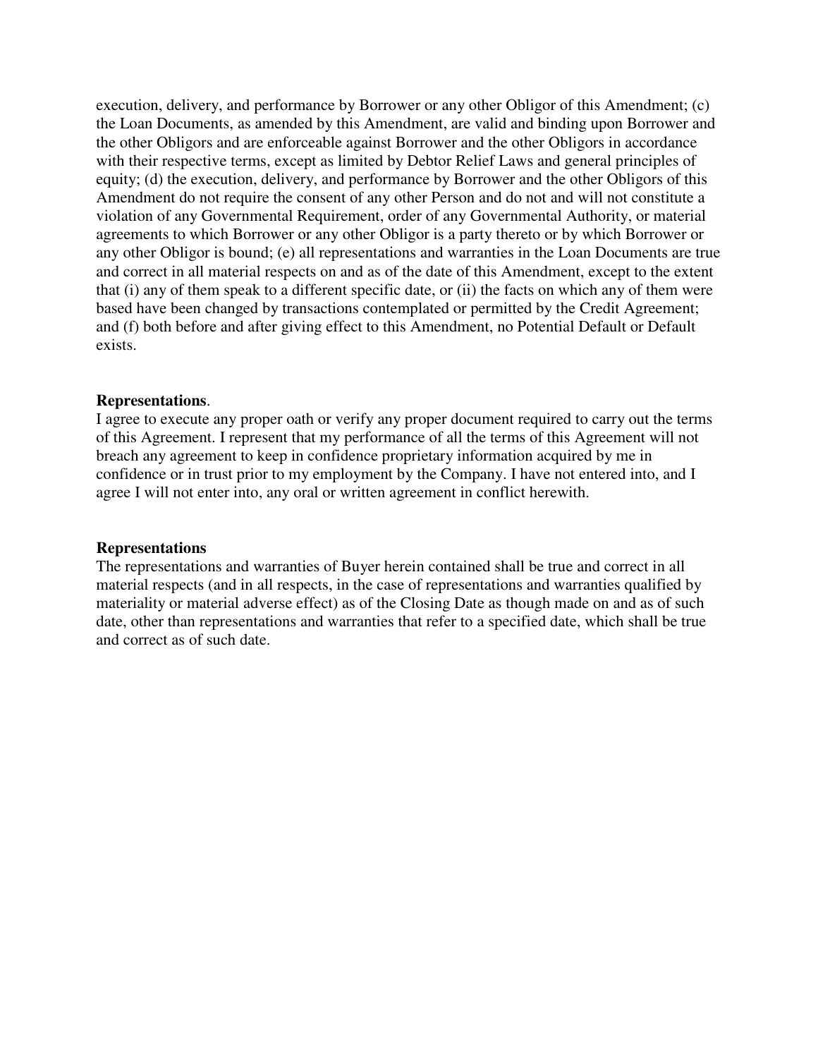execution, delivery, and performance by Borrower or any other Obligor of this Amendment; (c) the Loan Documents, as amended by this Amendment, are valid and binding upon Borrower and the other Obligors and are enforceable against Borrower and the other Obligors in accordance with their respective terms, except as limited by Debtor Relief Laws and general principles of equity; (d) the execution, delivery, and performance by Borrower and the other Obligors of this Amendment do not require the consent of any other Person and do not and will not constitute a violation of any Governmental Requirement, order of any Governmental Authority, or material agreements to which Borrower or any other Obligor is a party thereto or by which Borrower or any other Obligor is bound; (e) all representations and warranties in the Loan Documents are true and correct in all material respects on and as of the date of this Amendment, except to the extent that (i) any of them speak to a different specific date, or (ii) the facts on which any of them were based have been changed by transactions contemplated or permitted by the Credit Agreement; and (f) both before and after giving effect to this Amendment, no Potential Default or Default exists.

**Representations**.
I agree to execute any proper oath or verify any proper document required to carry out the terms of this Agreement. I represent that my performance of all the terms of this Agreement will not breach any agreement to keep in confidence proprietary information acquired by me in confidence or in trust prior to my employment by the Company. I have not entered into, and I agree I will not enter into, any oral or written agreement in conflict herewith.

**Representations**
The representations and warranties of Buyer herein contained shall be true and correct in all material respects (and in all respects, in the case of representations and warranties qualified by materiality or material adverse effect) as of the Closing Date as though made on and as of such date, other than representations and warranties that refer to a specified date, which shall be true and correct as of such date.